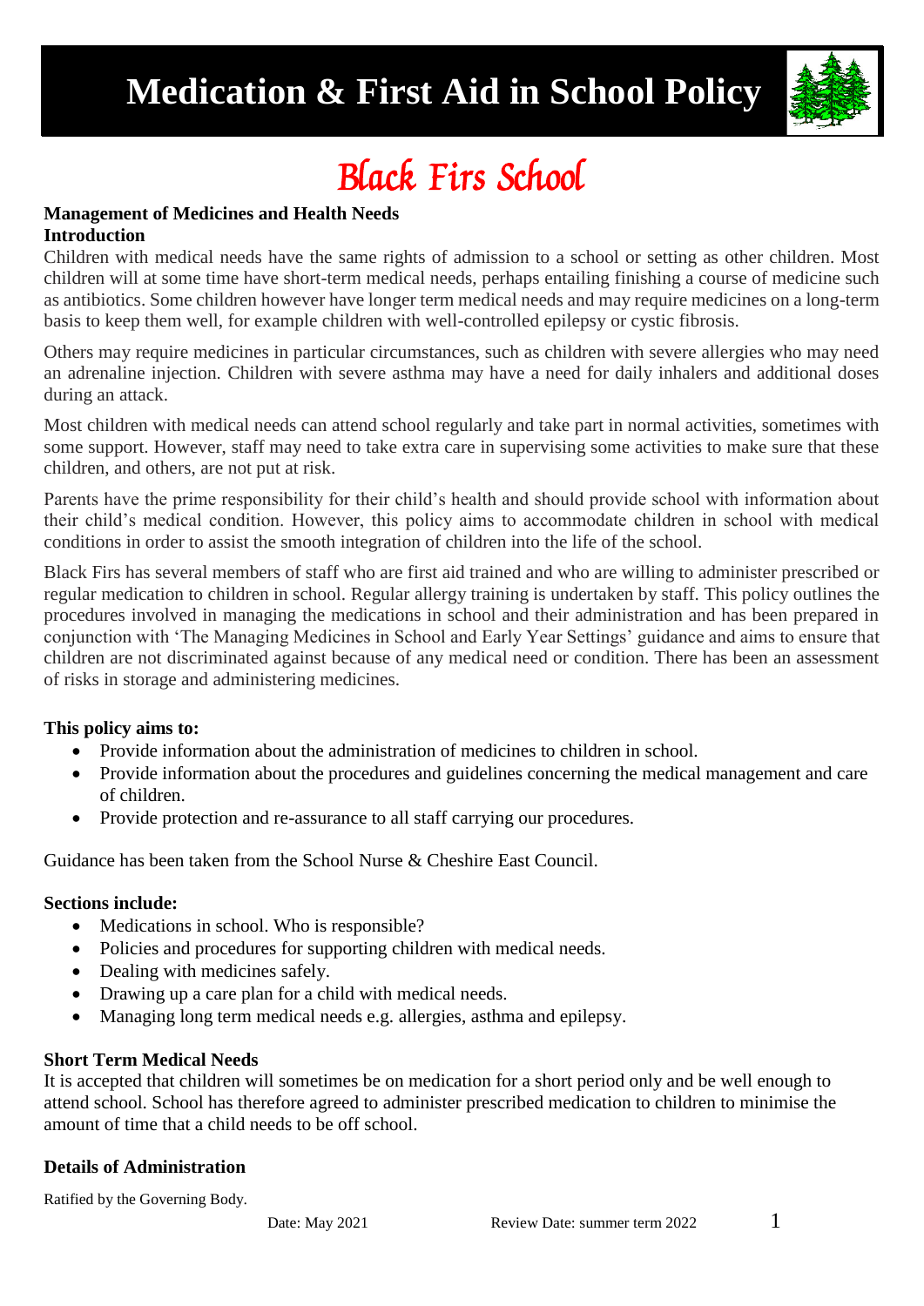# Medication & First Aid in School Policy

## Black Firs School

**Management of Medicines and Health Needs**

**Introduction**

Children with medical needs have the same rights of admission to a school or setting as other children. Most children will at some time have short-term medical needs, perhaps entailing finishing a course of medicine such as antibiotics. Some children however have longer term medical needs and may require medicines on a long-term basis to keep them well, for example children with well-controlled epilepsy or cystic fibrosis.

Others may require medicines in particular circumstances, such as children with severe allergies who may need an adrenaline injection. Children with severe asthma may have a need for daily inhalers and additional doses during an attack.

Most children with medical needs can attend school regularly and take part in normal activities, sometimes with some support. However, staff may need to take extra care in supervising some activities to make sure that these children, and others, are not put at risk.

Parents have the prime responsibility for their child's health and should provide school with information about their child's medical condition. However, this policy aims to accommodate children in school with medical conditions in order to assist the smooth integration of children into the life of the school.

Black Firs has several members of staff who are first aid trained and who are willing to administer prescribed or regular medication to children in school. Regular allergy training is undertaken by staff. This policy outlines the procedures involved in managing the medications in school and their administration and has been prepared in conjunction with 'The Managing Medicines in School and Early Year Settings' guidance and aims to ensure that children are not discriminated against because of any medical need or condition. There has been an assessment of risks in storage and administering medicines.

**This policy aims to:**

- Provide information about the administration of medicines to children in school.
- Provide information about the procedures and guidelines concerning the medical management and care of children.
- Provide protection and re-assurance to all staff carrying our procedures.

Guidance has been taken from the School Nurse & Cheshire East Council.

**Sections include:**

- Medications in school. Who is responsible?
- Policies and procedures for supporting children with medical needs.
- Dealing with medicines safely.
- Drawing up a care plan for a child with medical needs.
- Managing long term medical needs e.g. allergies, asthma and epilepsy.

**Short Term Medical Needs**

It is accepted that children will sometimes be on medication for a short period only and be well enough to attend school. School has therefore agreed to administer prescribed medication to children to minimise the amount of time that a child needs to be off school.

**Details of Administration**

Ratified by the Governing Body.

Date: May 2021 Review Date: summer term 2022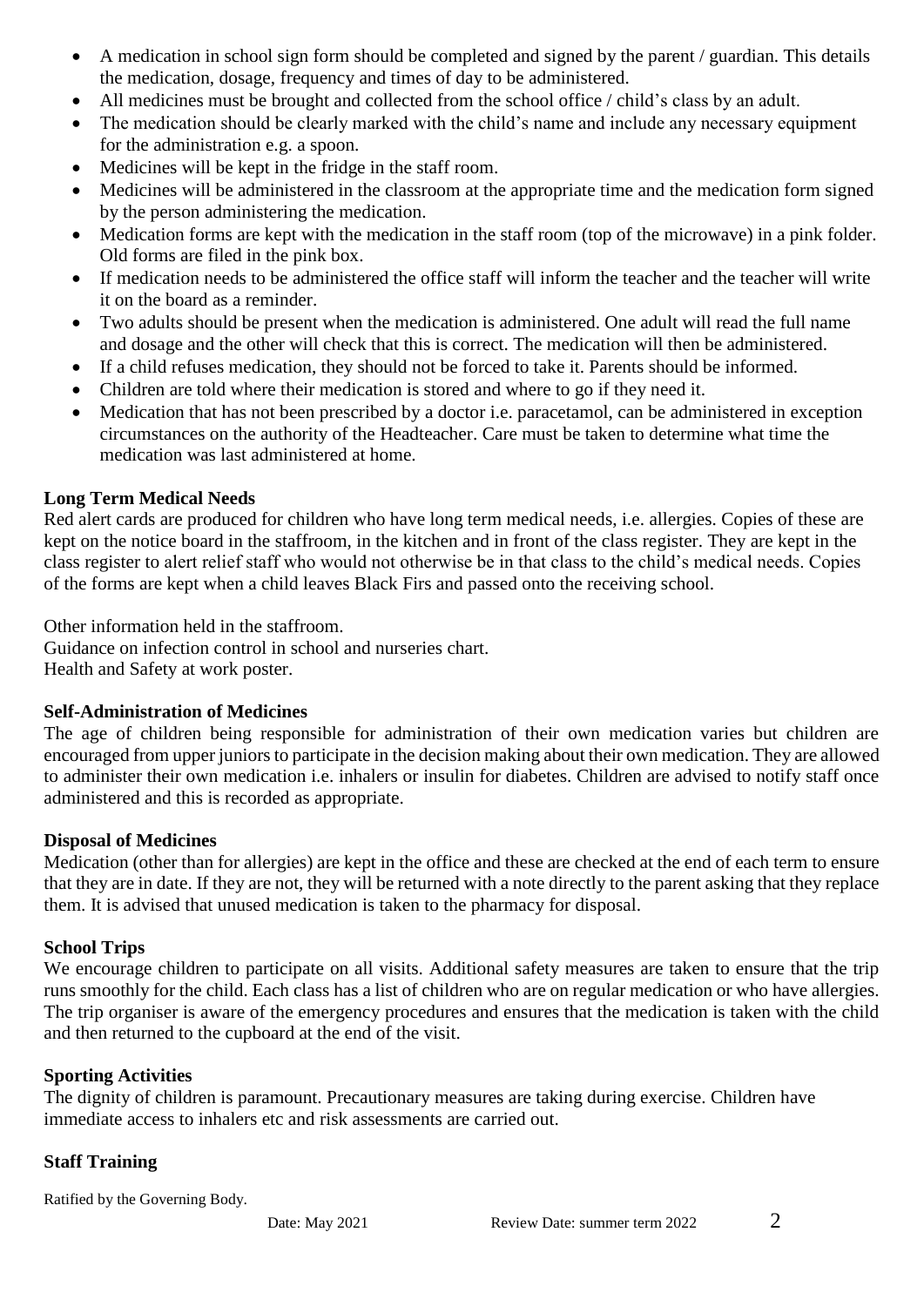- A medication in school sign form should be completed and signed by the parent / guardian. This details the medication, dosage, frequency and times of day to be administered.
- All medicines must be brought and collected from the school office / child's class by an adult.
- The medication should be clearly marked with the child's name and include any necessary equipment for the administration e.g. a spoon.
- Medicines will be kept in the fridge in the staff room.
- Medicines will be administered in the classroom at the appropriate time and the medication form signed by the person administering the medication.
- Medication forms are kept with the medication in the staff room (top of the microwave) in a pink folder. Old forms are filed in the pink box.
- If medication needs to be administered the office staff will inform the teacher and the teacher will write it on the board as a reminder.
- Two adults should be present when the medication is administered. One adult will read the full name and dosage and the other will check that this is correct. The medication will then be administered.
- If a child refuses medication, they should not be forced to take it. Parents should be informed.
- Children are told where their medication is stored and where to go if they need it.
- Medication that has not been prescribed by a doctor i.e. paracetamol, can be administered in exception circumstances on the authority of the Headteacher. Care must be taken to determine what time the medication was last administered at home.

**Long Term Medical Needs**

Red alert cards are produced for children who have long term medical needs, i.e. allergies. Copies of these are kept on the notice board in the staffroom, in the kitchen and in front of the class register. They are kept in the class register to alert relief staff who would not otherwise be in that class to the child's medical needs. Copies of the forms are kept when a child leaves Black Firs and passed onto the receiving school.

Other information held in the staffroom.
Guidance on infection control in school and nurseries chart.
Health and Safety at work poster.

**Self-Administration of Medicines**

The age of children being responsible for administration of their own medication varies but children are encouraged from upper juniors to participate in the decision making about their own medication. They are allowed to administer their own medication i.e. inhalers or insulin for diabetes. Children are advised to notify staff once administered and this is recorded as appropriate.

**Disposal of Medicines**

Medication (other than for allergies) are kept in the office and these are checked at the end of each term to ensure that they are in date. If they are not, they will be returned with a note directly to the parent asking that they replace them. It is advised that unused medication is taken to the pharmacy for disposal.

**School Trips**

We encourage children to participate on all visits. Additional safety measures are taken to ensure that the trip runs smoothly for the child. Each class has a list of children who are on regular medication or who have allergies. The trip organiser is aware of the emergency procedures and ensures that the medication is taken with the child and then returned to the cupboard at the end of the visit.

**Sporting Activities**

The dignity of children is paramount. Precautionary measures are taking during exercise. Children have immediate access to inhalers etc and risk assessments are carried out.

**Staff Training**

Ratified by the Governing Body.

Date: May 2021 Review Date: summer term 2022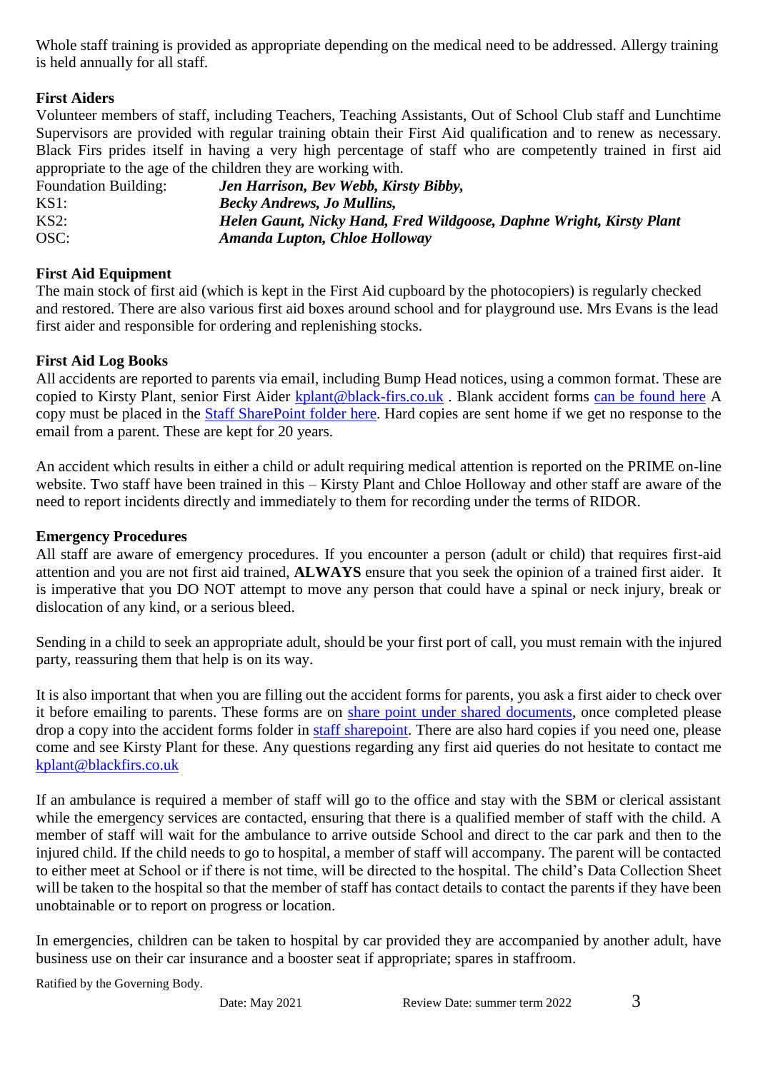Whole staff training is provided as appropriate depending on the medical need to be addressed. Allergy training is held annually for all staff.

**First Aiders**

Volunteer members of staff, including Teachers, Teaching Assistants, Out of School Club staff and Lunchtime Supervisors are provided with regular training obtain their First Aid qualification and to renew as necessary. Black Firs prides itself in having a very high percentage of staff who are competently trained in first aid appropriate to the age of the children they are working with.

| | |
|---|---|
| Foundation Building: | ***Jen Harrison, Bev Webb, Kirsty Bibby,*** |
| KS1: | ***Becky Andrews, Jo Mullins,*** |
| KS2: | ***Helen Gaunt, Nicky Hand, Fred Wildgoose, Daphne Wright, Kirsty Plant*** |
| OSC: | ***Amanda Lupton, Chloe Holloway*** |

**First Aid Equipment**

The main stock of first aid (which is kept in the First Aid cupboard by the photocopiers) is regularly checked and restored. There are also various first aid boxes around school and for playground use. Mrs Evans is the lead first aider and responsible for ordering and replenishing stocks.

**First Aid Log Books**

All accidents are reported to parents via email, including Bump Head notices, using a common format. These are copied to Kirsty Plant, senior First Aider kplant@black-firs.co.uk . Blank accident forms can be found here A copy must be placed in the Staff SharePoint folder here. Hard copies are sent home if we get no response to the email from a parent. These are kept for 20 years.

An accident which results in either a child or adult requiring medical attention is reported on the PRIME on-line website. Two staff have been trained in this – Kirsty Plant and Chloe Holloway and other staff are aware of the need to report incidents directly and immediately to them for recording under the terms of RIDOR.

**Emergency Procedures**

All staff are aware of emergency procedures. If you encounter a person (adult or child) that requires first-aid attention and you are not first aid trained, **ALWAYS** ensure that you seek the opinion of a trained first aider. It is imperative that you DO NOT attempt to move any person that could have a spinal or neck injury, break or dislocation of any kind, or a serious bleed.

Sending in a child to seek an appropriate adult, should be your first port of call, you must remain with the injured party, reassuring them that help is on its way.

It is also important that when you are filling out the accident forms for parents, you ask a first aider to check over it before emailing to parents. These forms are on share point under shared documents, once completed please drop a copy into the accident forms folder in staff sharepoint. There are also hard copies if you need one, please come and see Kirsty Plant for these. Any questions regarding any first aid queries do not hesitate to contact me kplant@blackfirs.co.uk

If an ambulance is required a member of staff will go to the office and stay with the SBM or clerical assistant while the emergency services are contacted, ensuring that there is a qualified member of staff with the child. A member of staff will wait for the ambulance to arrive outside School and direct to the car park and then to the injured child. If the child needs to go to hospital, a member of staff will accompany. The parent will be contacted to either meet at School or if there is not time, will be directed to the hospital. The child's Data Collection Sheet will be taken to the hospital so that the member of staff has contact details to contact the parents if they have been unobtainable or to report on progress or location.

In emergencies, children can be taken to hospital by car provided they are accompanied by another adult, have business use on their car insurance and a booster seat if appropriate; spares in staffroom.

Ratified by the Governing Body.

Date: May 2021 Review Date: summer term 2022